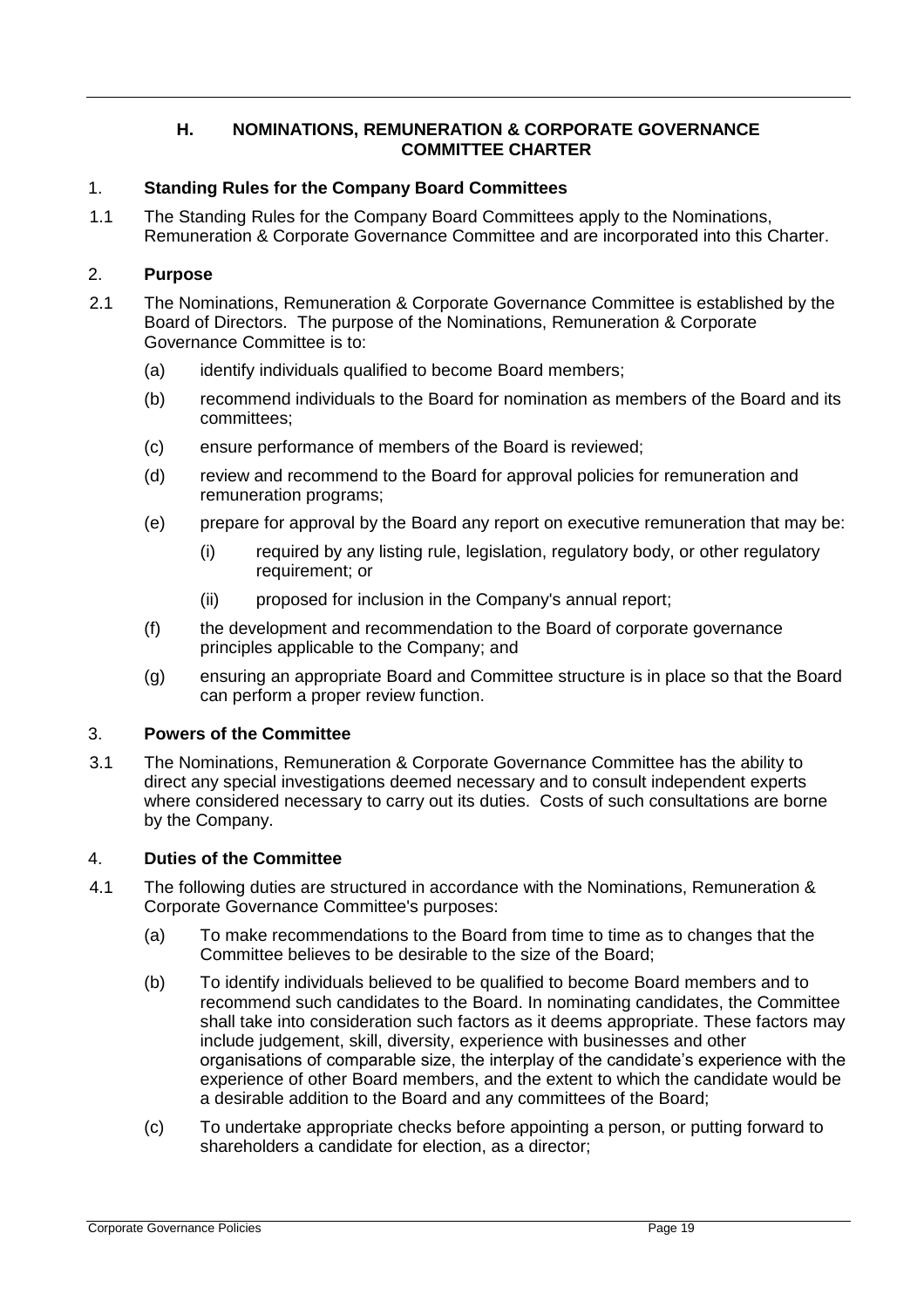## H. NOMINATIONS, REMUNERATION & CORPORATE GOVERNANCE COMMITTEE CHARTER

### 1. Standing Rules for the Company Board Committees

1.1 The Standing Rules for the Company Board Committees apply to the Nominations, Remuneration & Corporate Governance Committee and are incorporated into this Charter.

### 2. Purpose

2.1 The Nominations, Remuneration & Corporate Governance Committee is established by the Board of Directors. The purpose of the Nominations, Remuneration & Corporate Governance Committee is to:

(a) identify individuals qualified to become Board members;

(b) recommend individuals to the Board for nomination as members of the Board and its committees;

(c) ensure performance of members of the Board is reviewed;

(d) review and recommend to the Board for approval policies for remuneration and remuneration programs;

(e) prepare for approval by the Board any report on executive remuneration that may be:

(i) required by any listing rule, legislation, regulatory body, or other regulatory requirement; or

(ii) proposed for inclusion in the Company's annual report;

(f) the development and recommendation to the Board of corporate governance principles applicable to the Company; and

(g) ensuring an appropriate Board and Committee structure is in place so that the Board can perform a proper review function.

### 3. Powers of the Committee

3.1 The Nominations, Remuneration & Corporate Governance Committee has the ability to direct any special investigations deemed necessary and to consult independent experts where considered necessary to carry out its duties. Costs of such consultations are borne by the Company.

### 4. Duties of the Committee

4.1 The following duties are structured in accordance with the Nominations, Remuneration & Corporate Governance Committee's purposes:

(a) To make recommendations to the Board from time to time as to changes that the Committee believes to be desirable to the size of the Board;

(b) To identify individuals believed to be qualified to become Board members and to recommend such candidates to the Board. In nominating candidates, the Committee shall take into consideration such factors as it deems appropriate. These factors may include judgement, skill, diversity, experience with businesses and other organisations of comparable size, the interplay of the candidate's experience with the experience of other Board members, and the extent to which the candidate would be a desirable addition to the Board and any committees of the Board;

(c) To undertake appropriate checks before appointing a person, or putting forward to shareholders a candidate for election, as a director;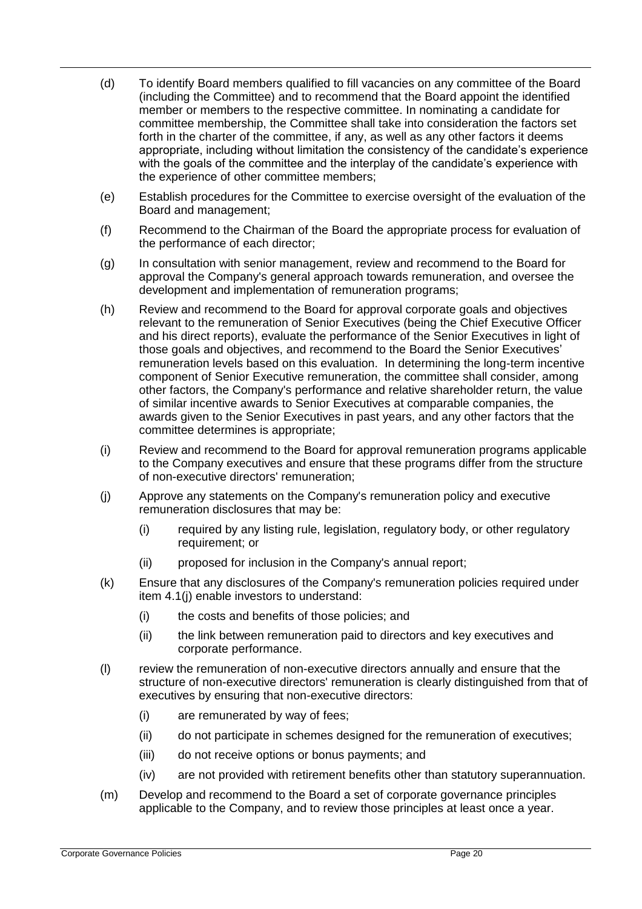(d) To identify Board members qualified to fill vacancies on any committee of the Board (including the Committee) and to recommend that the Board appoint the identified member or members to the respective committee. In nominating a candidate for committee membership, the Committee shall take into consideration the factors set forth in the charter of the committee, if any, as well as any other factors it deems appropriate, including without limitation the consistency of the candidate's experience with the goals of the committee and the interplay of the candidate's experience with the experience of other committee members;

(e) Establish procedures for the Committee to exercise oversight of the evaluation of the Board and management;

(f) Recommend to the Chairman of the Board the appropriate process for evaluation of the performance of each director;

(g) In consultation with senior management, review and recommend to the Board for approval the Company's general approach towards remuneration, and oversee the development and implementation of remuneration programs;

(h) Review and recommend to the Board for approval corporate goals and objectives relevant to the remuneration of Senior Executives (being the Chief Executive Officer and his direct reports), evaluate the performance of the Senior Executives in light of those goals and objectives, and recommend to the Board the Senior Executives' remuneration levels based on this evaluation. In determining the long-term incentive component of Senior Executive remuneration, the committee shall consider, among other factors, the Company's performance and relative shareholder return, the value of similar incentive awards to Senior Executives at comparable companies, the awards given to the Senior Executives in past years, and any other factors that the committee determines is appropriate;

(i) Review and recommend to the Board for approval remuneration programs applicable to the Company executives and ensure that these programs differ from the structure of non-executive directors' remuneration;

(j) Approve any statements on the Company's remuneration policy and executive remuneration disclosures that may be:

   (i) required by any listing rule, legislation, regulatory body, or other regulatory requirement; or

   (ii) proposed for inclusion in the Company's annual report;

(k) Ensure that any disclosures of the Company's remuneration policies required under item 4.1(j) enable investors to understand:

   (i) the costs and benefits of those policies; and

   (ii) the link between remuneration paid to directors and key executives and corporate performance.

(l) review the remuneration of non-executive directors annually and ensure that the structure of non-executive directors' remuneration is clearly distinguished from that of executives by ensuring that non-executive directors:

   (i) are remunerated by way of fees;

   (ii) do not participate in schemes designed for the remuneration of executives;

   (iii) do not receive options or bonus payments; and

   (iv) are not provided with retirement benefits other than statutory superannuation.

(m) Develop and recommend to the Board a set of corporate governance principles applicable to the Company, and to review those principles at least once a year.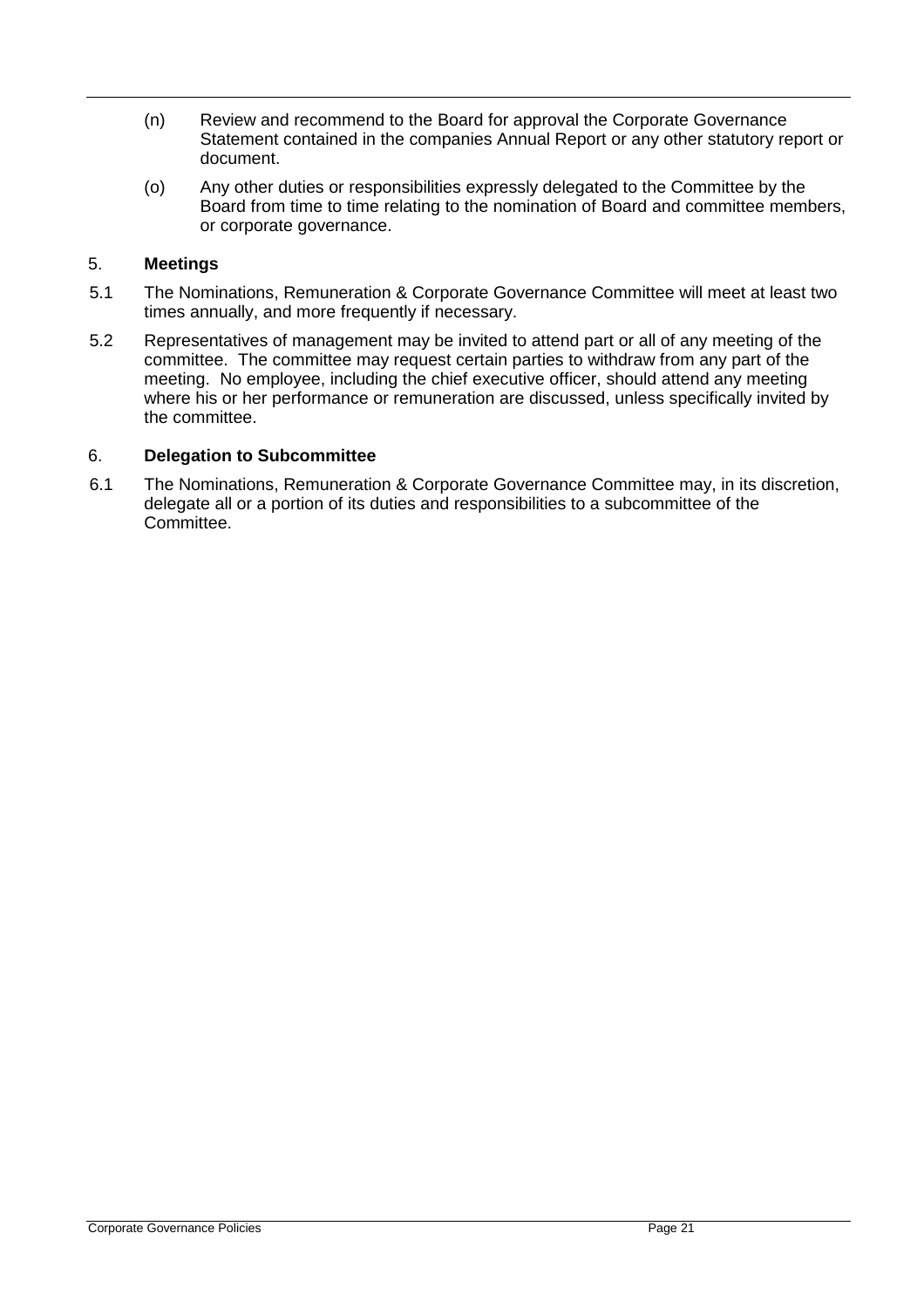(n) Review and recommend to the Board for approval the Corporate Governance Statement contained in the companies Annual Report or any other statutory report or document.

(o) Any other duties or responsibilities expressly delegated to the Committee by the Board from time to time relating to the nomination of Board and committee members, or corporate governance.

## 5. **Meetings**

5.1 The Nominations, Remuneration & Corporate Governance Committee will meet at least two times annually, and more frequently if necessary.

5.2 Representatives of management may be invited to attend part or all of any meeting of the committee. The committee may request certain parties to withdraw from any part of the meeting. No employee, including the chief executive officer, should attend any meeting where his or her performance or remuneration are discussed, unless specifically invited by the committee.

## 6. **Delegation to Subcommittee**

6.1 The Nominations, Remuneration & Corporate Governance Committee may, in its discretion, delegate all or a portion of its duties and responsibilities to a subcommittee of the Committee.